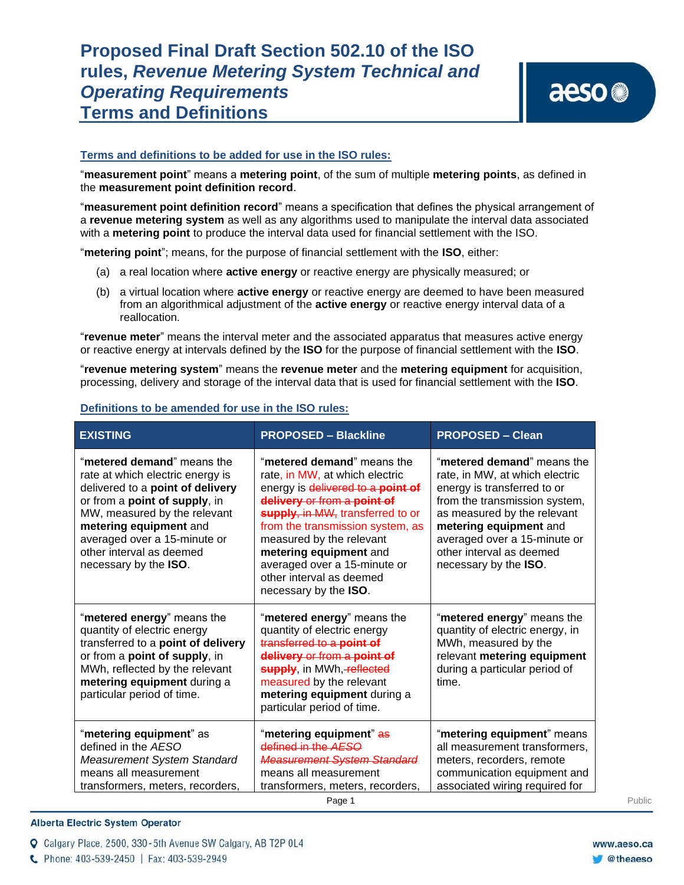# Proposed Final Draft Section 502.10 of the ISO rules, *Revenue Metering System Technical and Operating Requirements* Terms and Definitions

## Terms and definitions to be added for use in the ISO rules:

"**measurement point**" means a **metering point**, of the sum of multiple **metering points**, as defined in the **measurement point definition record**.

"**measurement point definition record**" means a specification that defines the physical arrangement of a **revenue metering system** as well as any algorithms used to manipulate the interval data associated with a **metering point** to produce the interval data used for financial settlement with the ISO.

"**metering point**"; means, for the purpose of financial settlement with the **ISO**, either:

(a) a real location where **active energy** or reactive energy are physically measured; or

(b) a virtual location where **active energy** or reactive energy are deemed to have been measured from an algorithmical adjustment of the **active energy** or reactive energy interval data of a reallocation.

"**revenue meter**" means the interval meter and the associated apparatus that measures active energy or reactive energy at intervals defined by the **ISO** for the purpose of financial settlement with the **ISO**.

"**revenue metering system**" means the **revenue meter** and the **metering equipment** for acquisition, processing, delivery and storage of the interval data that is used for financial settlement with the **ISO**.

## Definitions to be amended for use in the ISO rules:

| EXISTING | PROPOSED – Blackline | PROPOSED – Clean |
|---|---|---|
| "**metered demand**" means the rate at which electric energy is delivered to a **point of delivery** or from a **point of supply**, in MW, measured by the relevant **metering equipment** and averaged over a 15-minute or other interval as deemed necessary by the **ISO**. | "**metered demand**" means the rate, in MW, at which electric energy is ~~delivered to a **point of delivery** or from a **point of supply**, in MW,~~ transferred to or from the transmission system, as measured by the relevant **metering equipment** and averaged over a 15-minute or other interval as deemed necessary by the **ISO**. | "**metered demand**" means the rate, in MW, at which electric energy is transferred to or from the transmission system, as measured by the relevant **metering equipment** and averaged over a 15-minute or other interval as deemed necessary by the **ISO**. |
| "**metered energy**" means the quantity of electric energy transferred to a **point of delivery** or from a **point of supply**, in MWh, reflected by the relevant **metering equipment** during a particular period of time. | "**metered energy**" means the quantity of electric energy ~~transferred to a **point of delivery** or from a **point of supply**~~, in MWh, ~~reflected~~ measured by the relevant **metering equipment** during a particular period of time. | "**metered energy**" means the quantity of electric energy, in MWh, measured by the relevant **metering equipment** during a particular period of time. |
| "**metering equipment**" as defined in the AESO *Measurement System Standard* means all measurement transformers, meters, recorders, | "**metering equipment**" ~~as defined in the AESO *Measurement System Standard*~~ means all measurement transformers, meters, recorders, | "**metering equipment**" means all measurement transformers, meters, recorders, remote communication equipment and associated wiring required for |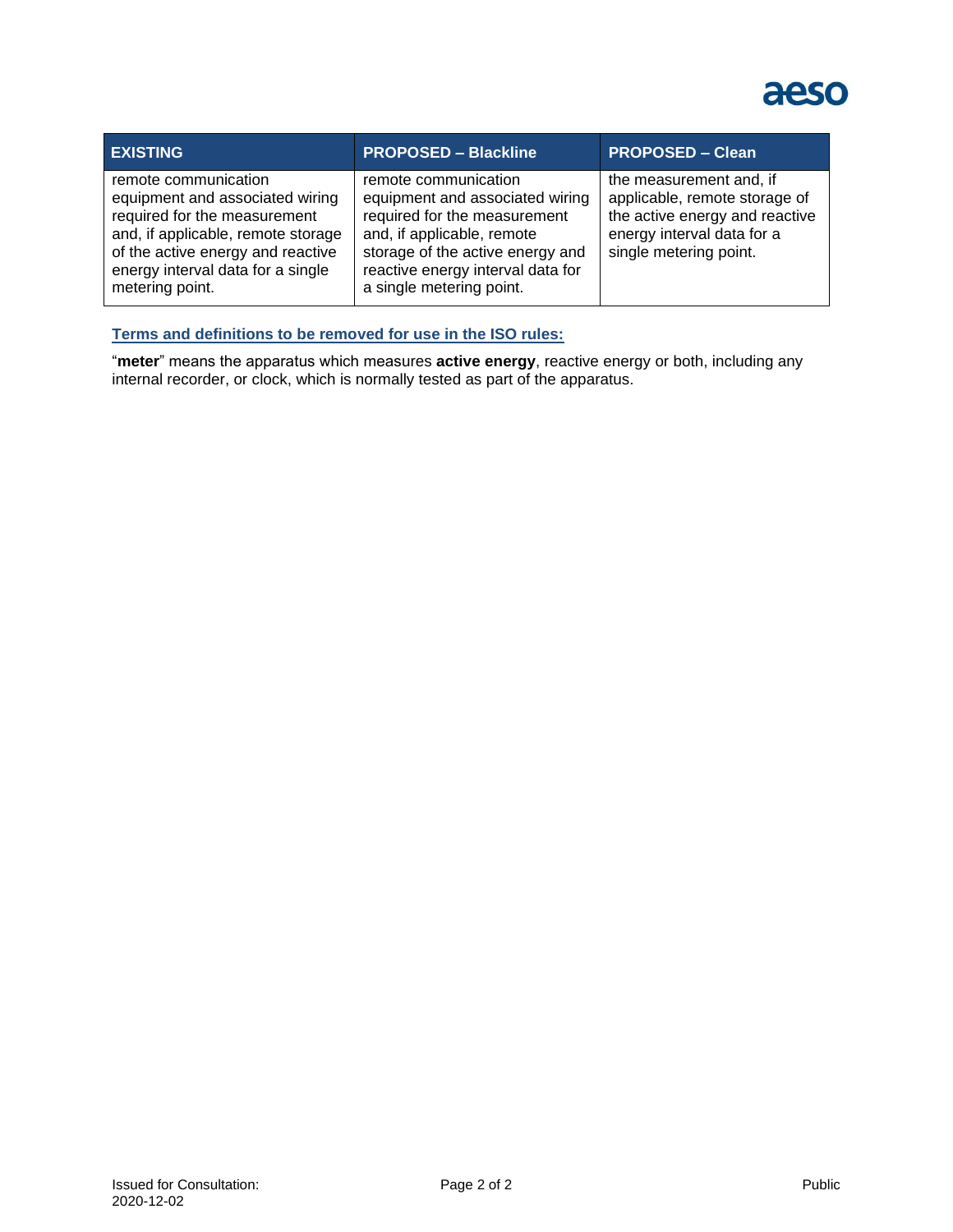| EXISTING | PROPOSED – Blackline | PROPOSED – Clean |
| --- | --- | --- |
| remote communication equipment and associated wiring required for the measurement and, if applicable, remote storage of the active energy and reactive energy interval data for a single metering point. | remote communication equipment and associated wiring required for the measurement and, if applicable, remote storage of the active energy and reactive energy interval data for a single metering point. | the measurement and, if applicable, remote storage of the active energy and reactive energy interval data for a single metering point. |

**Terms and definitions to be removed for use in the ISO rules:**

"**meter**" means the apparatus which measures **active energy**, reactive energy or both, including any internal recorder, or clock, which is normally tested as part of the apparatus.

Issued for Consultation: 2020-12-02

Public